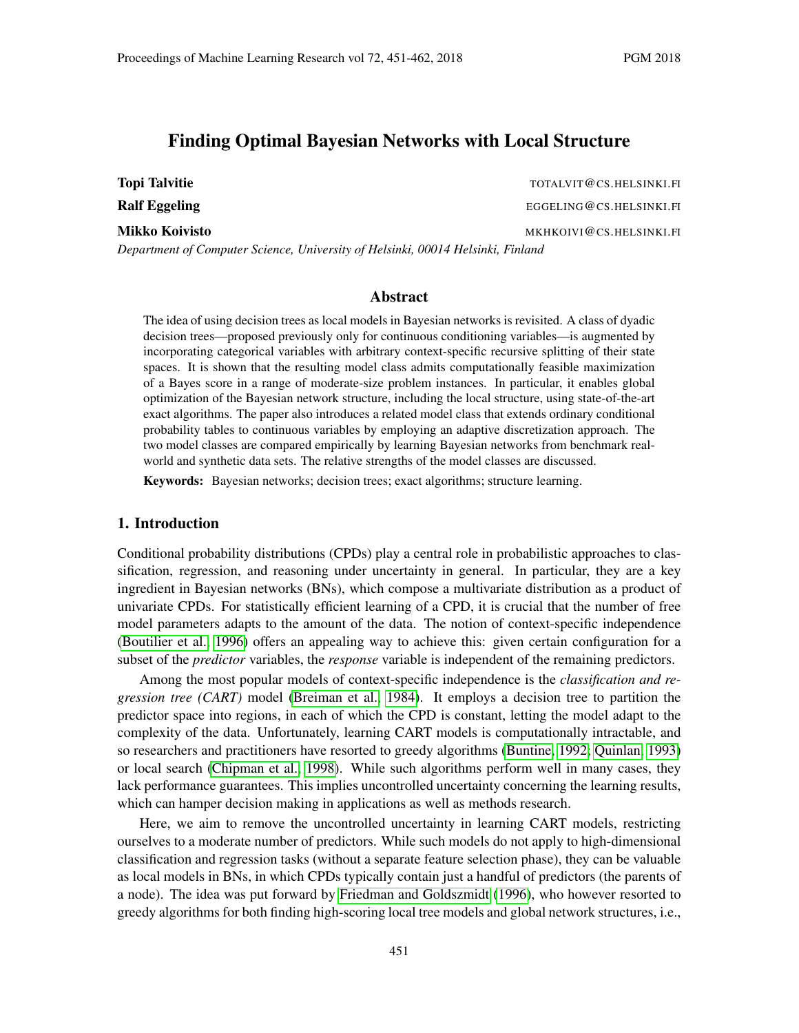# Finding Optimal Bayesian Networks with Local Structure

**Topi Talvitie** TOTALVIT@CS.HELSINKI.FI

**Ralf Eggeling** EGGELING@CS.HELSINKI.FI

**Mikko Koivisto** MKHKOIVI@CS.HELSINKI.FI

*Department of Computer Science, University of Helsinki, 00014 Helsinki, Finland*

## Abstract

The idea of using decision trees as local models in Bayesian networks is revisited. A class of dyadic decision trees—proposed previously only for continuous conditioning variables—is augmented by incorporating categorical variables with arbitrary context-specific recursive splitting of their state spaces. It is shown that the resulting model class admits computationally feasible maximization of a Bayes score in a range of moderate-size problem instances. In particular, it enables global optimization of the Bayesian network structure, including the local structure, using state-of-the-art exact algorithms. The paper also introduces a related model class that extends ordinary conditional probability tables to continuous variables by employing an adaptive discretization approach. The two model classes are compared empirically by learning Bayesian networks from benchmark real-world and synthetic data sets. The relative strengths of the model classes are discussed.

**Keywords:** Bayesian networks; decision trees; exact algorithms; structure learning.

## 1. Introduction

Conditional probability distributions (CPDs) play a central role in probabilistic approaches to classification, regression, and reasoning under uncertainty in general. In particular, they are a key ingredient in Bayesian networks (BNs), which compose a multivariate distribution as a product of univariate CPDs. For statistically efficient learning of a CPD, it is crucial that the number of free model parameters adapts to the amount of the data. The notion of context-specific independence (Boutilier et al., 1996) offers an appealing way to achieve this: given certain configuration for a subset of the *predictor* variables, the *response* variable is independent of the remaining predictors.

Among the most popular models of context-specific independence is the *classification and regression tree (CART)* model (Breiman et al., 1984). It employs a decision tree to partition the predictor space into regions, in each of which the CPD is constant, letting the model adapt to the complexity of the data. Unfortunately, learning CART models is computationally intractable, and so researchers and practitioners have resorted to greedy algorithms (Buntine, 1992; Quinlan, 1993) or local search (Chipman et al., 1998). While such algorithms perform well in many cases, they lack performance guarantees. This implies uncontrolled uncertainty concerning the learning results, which can hamper decision making in applications as well as methods research.

Here, we aim to remove the uncontrolled uncertainty in learning CART models, restricting ourselves to a moderate number of predictors. While such models do not apply to high-dimensional classification and regression tasks (without a separate feature selection phase), they can be valuable as local models in BNs, in which CPDs typically contain just a handful of predictors (the parents of a node). The idea was put forward by Friedman and Goldszmidt (1996), who however resorted to greedy algorithms for both finding high-scoring local tree models and global network structures, i.e.,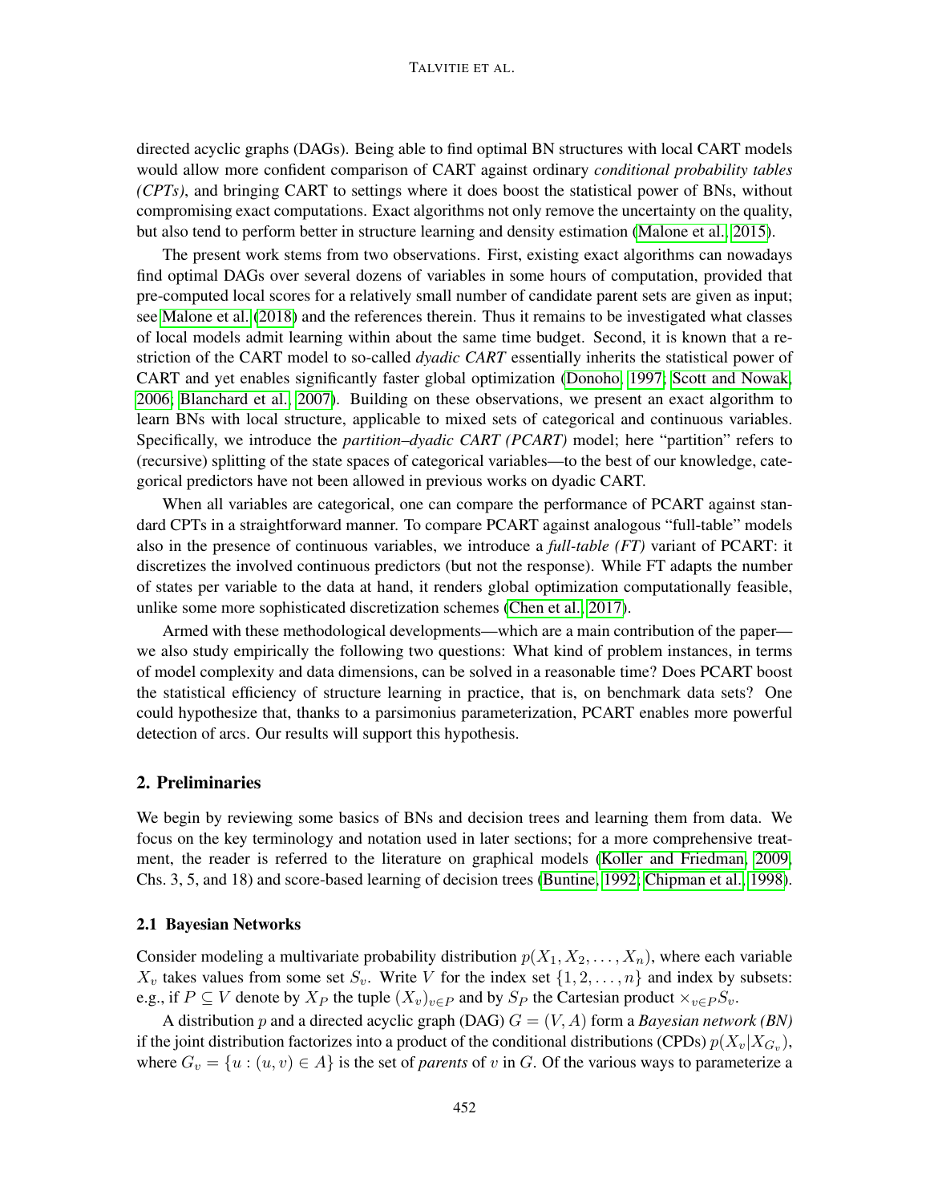directed acyclic graphs (DAGs). Being able to find optimal BN structures with local CART models would allow more confident comparison of CART against ordinary *conditional probability tables (CPTs)*, and bringing CART to settings where it does boost the statistical power of BNs, without compromising exact computations. Exact algorithms not only remove the uncertainty on the quality, but also tend to perform better in structure learning and density estimation (Malone et al., 2015).

The present work stems from two observations. First, existing exact algorithms can nowadays find optimal DAGs over several dozens of variables in some hours of computation, provided that pre-computed local scores for a relatively small number of candidate parent sets are given as input; see Malone et al. (2018) and the references therein. Thus it remains to be investigated what classes of local models admit learning within about the same time budget. Second, it is known that a restriction of the CART model to so-called *dyadic CART* essentially inherits the statistical power of CART and yet enables significantly faster global optimization (Donoho, 1997; Scott and Nowak, 2006; Blanchard et al., 2007). Building on these observations, we present an exact algorithm to learn BNs with local structure, applicable to mixed sets of categorical and continuous variables. Specifically, we introduce the *partition–dyadic CART (PCART)* model; here "partition" refers to (recursive) splitting of the state spaces of categorical variables—to the best of our knowledge, categorical predictors have not been allowed in previous works on dyadic CART.

When all variables are categorical, one can compare the performance of PCART against standard CPTs in a straightforward manner. To compare PCART against analogous "full-table" models also in the presence of continuous variables, we introduce a *full-table (FT)* variant of PCART: it discretizes the involved continuous predictors (but not the response). While FT adapts the number of states per variable to the data at hand, it renders global optimization computationally feasible, unlike some more sophisticated discretization schemes (Chen et al., 2017).

Armed with these methodological developments—which are a main contribution of the paper—we also study empirically the following two questions: What kind of problem instances, in terms of model complexity and data dimensions, can be solved in a reasonable time? Does PCART boost the statistical efficiency of structure learning in practice, that is, on benchmark data sets? One could hypothesize that, thanks to a parsimonius parameterization, PCART enables more powerful detection of arcs. Our results will support this hypothesis.

## 2. Preliminaries

We begin by reviewing some basics of BNs and decision trees and learning them from data. We focus on the key terminology and notation used in later sections; for a more comprehensive treatment, the reader is referred to the literature on graphical models (Koller and Friedman, 2009, Chs. 3, 5, and 18) and score-based learning of decision trees (Buntine, 1992; Chipman et al., 1998).

### 2.1 Bayesian Networks

Consider modeling a multivariate probability distribution $p(X_1, X_2, \ldots, X_n)$, where each variable $X_v$ takes values from some set $S_v$. Write $V$ for the index set $\{1, 2, \ldots, n\}$ and index by subsets: e.g., if $P \subseteq V$ denote by $X_P$ the tuple $(X_v)_{v \in P}$ and by $S_P$ the Cartesian product $\times_{v \in P} S_v$.

A distribution $p$ and a directed acyclic graph (DAG) $G = (V, A)$ form a *Bayesian network (BN)* if the joint distribution factorizes into a product of the conditional distributions (CPDs) $p(X_v | X_{G_v})$, where $G_v = \{u : (u, v) \in A\}$ is the set of *parents* of $v$ in $G$. Of the various ways to parameterize a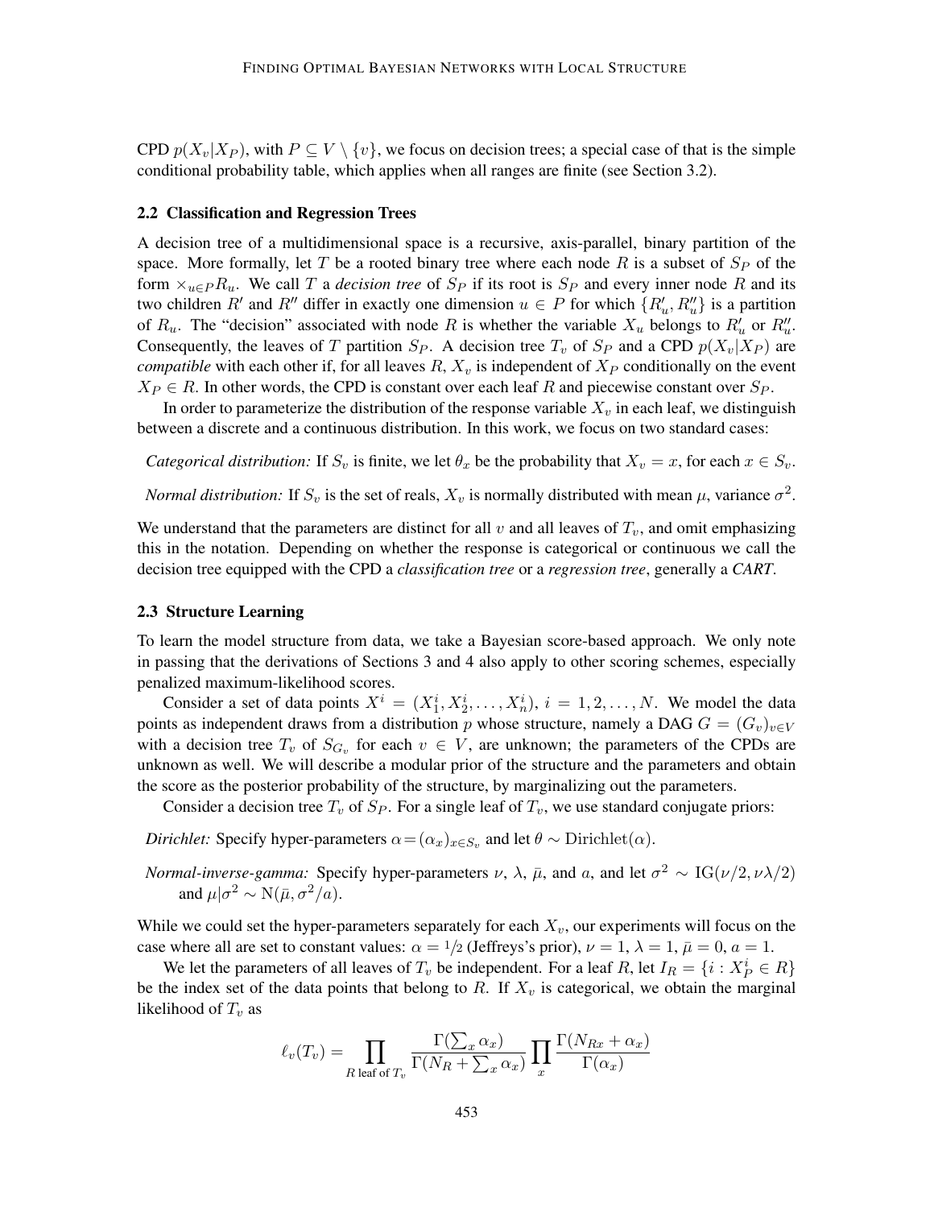CPD $p(X_v|X_P)$, with $P \subseteq V \setminus \{v\}$, we focus on decision trees; a special case of that is the simple conditional probability table, which applies when all ranges are finite (see Section 3.2).

### 2.2 Classification and Regression Trees

A decision tree of a multidimensional space is a recursive, axis-parallel, binary partition of the space. More formally, let $T$ be a rooted binary tree where each node $R$ is a subset of $S_P$ of the form $\times_{u \in P} R_u$. We call $T$ a *decision tree* of $S_P$ if its root is $S_P$ and every inner node $R$ and its two children $R'$ and $R''$ differ in exactly one dimension $u \in P$ for which $\{R'_u, R''_u\}$ is a partition of $R_u$. The "decision" associated with node $R$ is whether the variable $X_u$ belongs to $R'_u$ or $R''_u$. Consequently, the leaves of $T$ partition $S_P$. A decision tree $T_v$ of $S_P$ and a CPD $p(X_v|X_P)$ are *compatible* with each other if, for all leaves $R$, $X_v$ is independent of $X_P$ conditionally on the event $X_P \in R$. In other words, the CPD is constant over each leaf $R$ and piecewise constant over $S_P$.

In order to parameterize the distribution of the response variable $X_v$ in each leaf, we distinguish between a discrete and a continuous distribution. In this work, we focus on two standard cases:

*Categorical distribution:* If $S_v$ is finite, we let $\theta_x$ be the probability that $X_v = x$, for each $x \in S_v$.

*Normal distribution:* If $S_v$ is the set of reals, $X_v$ is normally distributed with mean $\mu$, variance $\sigma^2$.

We understand that the parameters are distinct for all $v$ and all leaves of $T_v$, and omit emphasizing this in the notation. Depending on whether the response is categorical or continuous we call the decision tree equipped with the CPD a *classification tree* or a *regression tree*, generally a *CART*.

### 2.3 Structure Learning

To learn the model structure from data, we take a Bayesian score-based approach. We only note in passing that the derivations of Sections 3 and 4 also apply to other scoring schemes, especially penalized maximum-likelihood scores.

Consider a set of data points $X^i = (X^i_1, X^i_2, \ldots, X^i_n)$, $i = 1, 2, \ldots, N$. We model the data points as independent draws from a distribution $p$ whose structure, namely a DAG $G = (G_v)_{v \in V}$ with a decision tree $T_v$ of $S_{G_v}$ for each $v \in V$, are unknown; the parameters of the CPDs are unknown as well. We will describe a modular prior of the structure and the parameters and obtain the score as the posterior probability of the structure, by marginalizing out the parameters.

Consider a decision tree $T_v$ of $S_P$. For a single leaf of $T_v$, we use standard conjugate priors:

*Dirichlet:* Specify hyper-parameters $\alpha = (\alpha_x)_{x \in S_v}$ and let $\theta \sim \mathrm{Dirichlet}(\alpha)$.

*Normal-inverse-gamma:* Specify hyper-parameters $\nu$, $\lambda$, $\bar{\mu}$, and $a$, and let $\sigma^2 \sim \mathrm{IG}(\nu/2, \nu\lambda/2)$ and $\mu|\sigma^2 \sim \mathrm{N}(\bar{\mu}, \sigma^2/a)$.

While we could set the hyper-parameters separately for each $X_v$, our experiments will focus on the case where all are set to constant values: $\alpha = 1/2$ (Jeffreys's prior), $\nu = 1$, $\lambda = 1$, $\bar{\mu} = 0$, $a = 1$.

We let the parameters of all leaves of $T_v$ be independent. For a leaf $R$, let $I_R = \{i : X^i_P \in R\}$ be the index set of the data points that belong to $R$. If $X_v$ is categorical, we obtain the marginal likelihood of $T_v$ as

$$\ell_v(T_v) = \prod_{R \text{ leaf of } T_v} \frac{\Gamma(\sum_x \alpha_x)}{\Gamma(N_R + \sum_x \alpha_x)} \prod_x \frac{\Gamma(N_{Rx} + \alpha_x)}{\Gamma(\alpha_x)}$$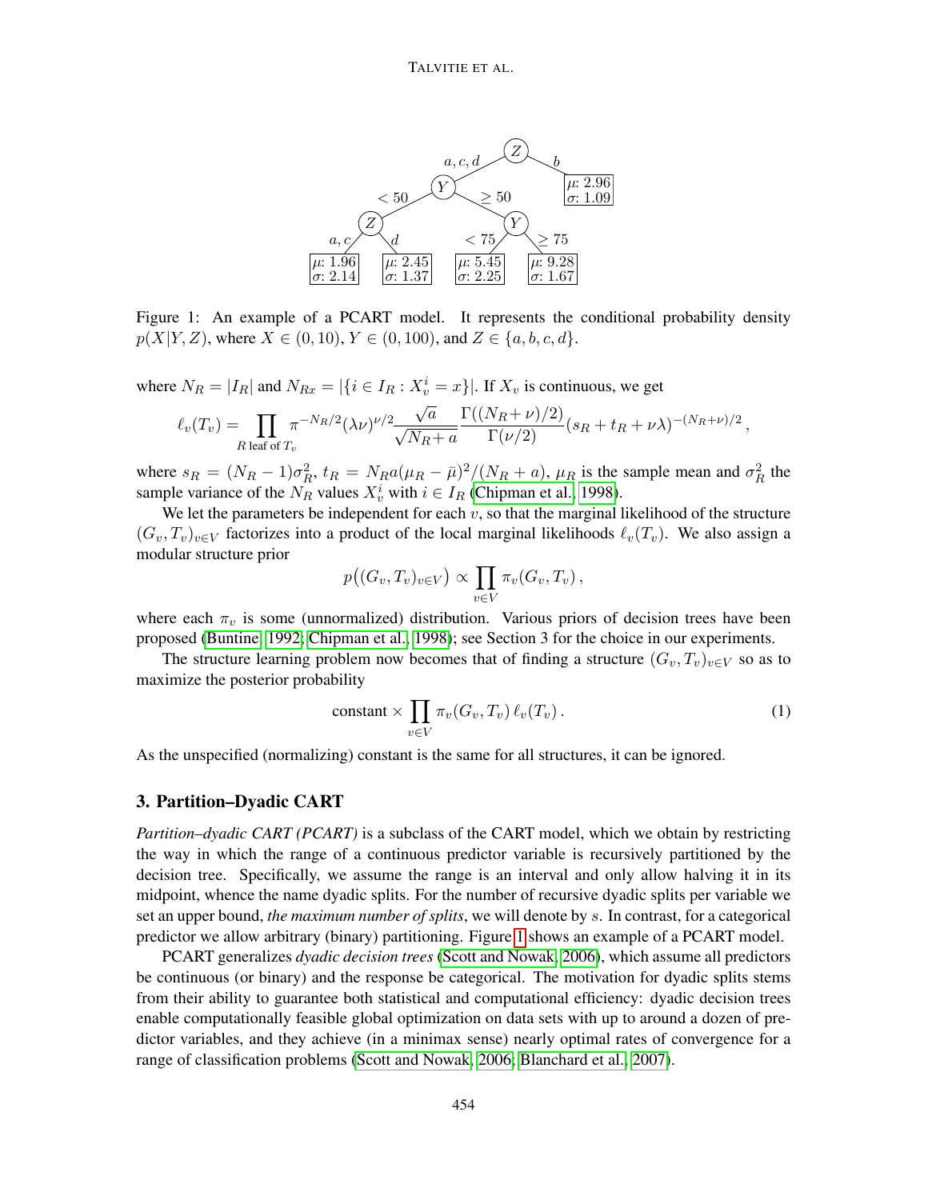Figure 1: An example of a PCART model. It represents the conditional probability density $p(X|Y, Z)$, where $X \in (0, 10)$, $Y \in (0, 100)$, and $Z \in \{a, b, c, d\}$.

where $N_R = |I_R|$ and $N_{Rx} = |\{i \in I_R : X_v^i = x\}|$. If $X_v$ is continuous, we get

$$\ell_v(T_v) = \prod_{R \text{ leaf of } T_v} \pi^{-N_R/2} (\lambda\nu)^{\nu/2} \frac{\sqrt{a}}{\sqrt{N_R + a}} \frac{\Gamma((N_R + \nu)/2)}{\Gamma(\nu/2)} (s_R + t_R + \nu\lambda)^{-(N_R+\nu)/2},$$

where $s_R = (N_R - 1)\sigma_R^2$, $t_R = N_R a(\mu_R - \bar{\mu})^2/(N_R + a)$, $\mu_R$ is the sample mean and $\sigma_R^2$ the sample variance of the $N_R$ values $X_v^i$ with $i \in I_R$ (Chipman et al., 1998).

We let the parameters be independent for each $v$, so that the marginal likelihood of the structure $(G_v, T_v)_{v \in V}$ factorizes into a product of the local marginal likelihoods $\ell_v(T_v)$. We also assign a modular structure prior

$$p\big((G_v, T_v)_{v \in V}\big) \propto \prod_{v \in V} \pi_v(G_v, T_v),$$

where each $\pi_v$ is some (unnormalized) distribution. Various priors of decision trees have been proposed (Buntine, 1992; Chipman et al., 1998); see Section 3 for the choice in our experiments.

The structure learning problem now becomes that of finding a structure $(G_v, T_v)_{v \in V}$ so as to maximize the posterior probability

$$\text{constant} \times \prod_{v \in V} \pi_v(G_v, T_v)\, \ell_v(T_v). \tag{1}$$

As the unspecified (normalizing) constant is the same for all structures, it can be ignored.

## 3. Partition–Dyadic CART

*Partition–dyadic CART (PCART)* is a subclass of the CART model, which we obtain by restricting the way in which the range of a continuous predictor variable is recursively partitioned by the decision tree. Specifically, we assume the range is an interval and only allow halving it in its midpoint, whence the name dyadic splits. For the number of recursive dyadic splits per variable we set an upper bound, *the maximum number of splits*, we will denote by $s$. In contrast, for a categorical predictor we allow arbitrary (binary) partitioning. Figure 1 shows an example of a PCART model.

PCART generalizes *dyadic decision trees* (Scott and Nowak, 2006), which assume all predictors be continuous (or binary) and the response be categorical. The motivation for dyadic splits stems from their ability to guarantee both statistical and computational efficiency: dyadic decision trees enable computationally feasible global optimization on data sets with up to around a dozen of predictor variables, and they achieve (in a minimax sense) nearly optimal rates of convergence for a range of classification problems (Scott and Nowak, 2006; Blanchard et al., 2007).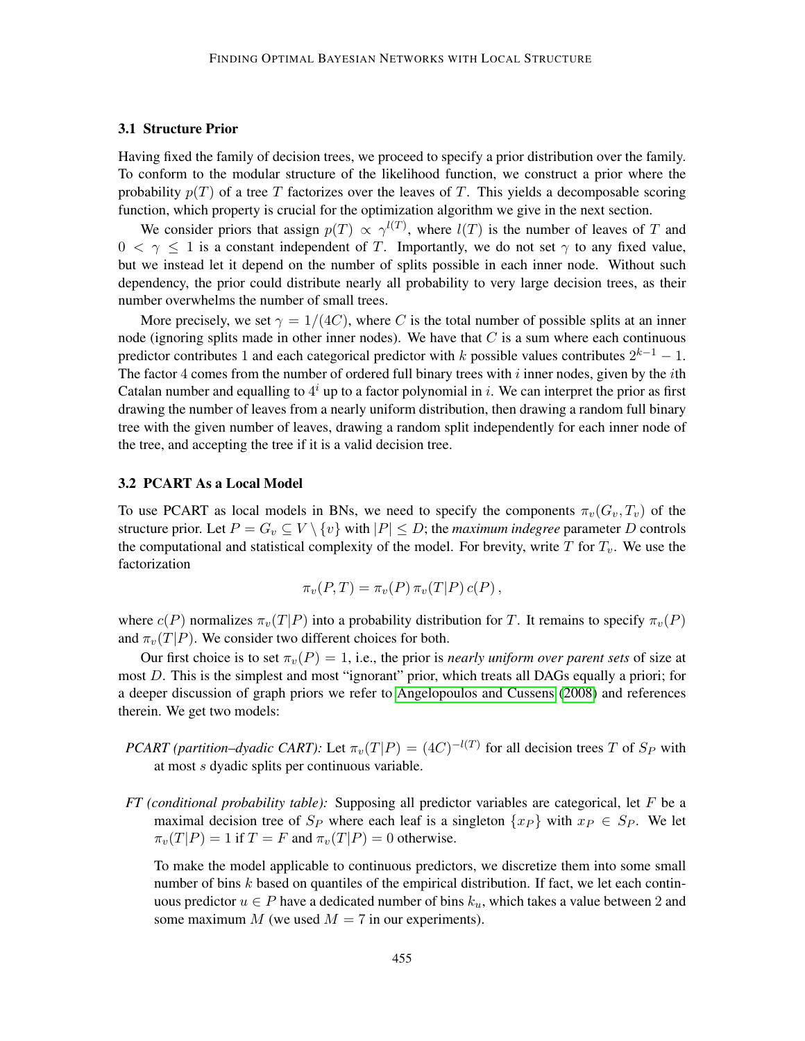### 3.1 Structure Prior

Having fixed the family of decision trees, we proceed to specify a prior distribution over the family. To conform to the modular structure of the likelihood function, we construct a prior where the probability $p(T)$ of a tree $T$ factorizes over the leaves of $T$. This yields a decomposable scoring function, which property is crucial for the optimization algorithm we give in the next section.

We consider priors that assign $p(T) \propto \gamma^{l(T)}$, where $l(T)$ is the number of leaves of $T$ and $0 < \gamma \leq 1$ is a constant independent of $T$. Importantly, we do not set $\gamma$ to any fixed value, but we instead let it depend on the number of splits possible in each inner node. Without such dependency, the prior could distribute nearly all probability to very large decision trees, as their number overwhelms the number of small trees.

More precisely, we set $\gamma = 1/(4C)$, where $C$ is the total number of possible splits at an inner node (ignoring splits made in other inner nodes). We have that $C$ is a sum where each continuous predictor contributes 1 and each categorical predictor with $k$ possible values contributes $2^{k-1} - 1$. The factor 4 comes from the number of ordered full binary trees with $i$ inner nodes, given by the $i$th Catalan number and equalling to $4^i$ up to a factor polynomial in $i$. We can interpret the prior as first drawing the number of leaves from a nearly uniform distribution, then drawing a random full binary tree with the given number of leaves, drawing a random split independently for each inner node of the tree, and accepting the tree if it is a valid decision tree.

### 3.2 PCART As a Local Model

To use PCART as local models in BNs, we need to specify the components $\pi_v(G_v, T_v)$ of the structure prior. Let $P = G_v \subseteq V \setminus \{v\}$ with $|P| \leq D$; the *maximum indegree* parameter $D$ controls the computational and statistical complexity of the model. For brevity, write $T$ for $T_v$. We use the factorization

$$\pi_v(P, T) = \pi_v(P)\, \pi_v(T|P)\, c(P)\,,$$

where $c(P)$ normalizes $\pi_v(T|P)$ into a probability distribution for $T$. It remains to specify $\pi_v(P)$ and $\pi_v(T|P)$. We consider two different choices for both.

Our first choice is to set $\pi_v(P) = 1$, i.e., the prior is *nearly uniform over parent sets* of size at most $D$. This is the simplest and most "ignorant" prior, which treats all DAGs equally a priori; for a deeper discussion of graph priors we refer to Angelopoulos and Cussens (2008) and references therein. We get two models:

*PCART (partition–dyadic CART):* Let $\pi_v(T|P) = (4C)^{-l(T)}$ for all decision trees $T$ of $S_P$ with at most $s$ dyadic splits per continuous variable.

*FT (conditional probability table):* Supposing all predictor variables are categorical, let $F$ be a maximal decision tree of $S_P$ where each leaf is a singleton $\{x_P\}$ with $x_P \in S_P$. We let $\pi_v(T|P) = 1$ if $T = F$ and $\pi_v(T|P) = 0$ otherwise.

To make the model applicable to continuous predictors, we discretize them into some small number of bins $k$ based on quantiles of the empirical distribution. If fact, we let each continuous predictor $u \in P$ have a dedicated number of bins $k_u$, which takes a value between 2 and some maximum $M$ (we used $M = 7$ in our experiments).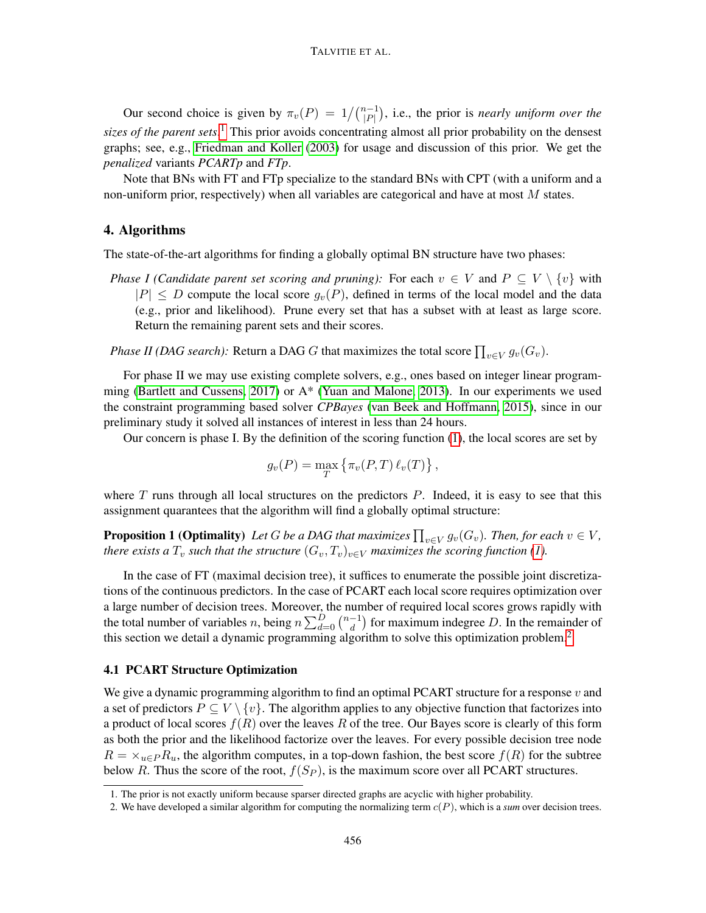Our second choice is given by $\pi_v(P) = 1/\binom{n-1}{|P|}$, i.e., the prior is *nearly uniform over the sizes of the parent sets*.[1] This prior avoids concentrating almost all prior probability on the densest graphs; see, e.g., Friedman and Koller (2003) for usage and discussion of this prior. We get the *penalized* variants *PCARTp* and *FTp*.

Note that BNs with FT and FTp specialize to the standard BNs with CPT (with a uniform and a non-uniform prior, respectively) when all variables are categorical and have at most $M$ states.

## 4. Algorithms

The state-of-the-art algorithms for finding a globally optimal BN structure have two phases:

*Phase I (Candidate parent set scoring and pruning):* For each $v \in V$ and $P \subseteq V \setminus \{v\}$ with $|P| \leq D$ compute the local score $g_v(P)$, defined in terms of the local model and the data (e.g., prior and likelihood). Prune every set that has a subset with at least as large score. Return the remaining parent sets and their scores.

*Phase II (DAG search):* Return a DAG $G$ that maximizes the total score $\prod_{v \in V} g_v(G_v)$.

For phase II we may use existing complete solvers, e.g., ones based on integer linear programming (Bartlett and Cussens, 2017) or A* (Yuan and Malone, 2013). In our experiments we used the constraint programming based solver *CPBayes* (van Beek and Hoffmann, 2015), since in our preliminary study it solved all instances of interest in less than 24 hours.

Our concern is phase I. By the definition of the scoring function (1), the local scores are set by

$$g_v(P) = \max_T \left\{ \pi_v(P, T)\, \ell_v(T) \right\},$$

where $T$ runs through all local structures on the predictors $P$. Indeed, it is easy to see that this assignment quarantees that the algorithm will find a globally optimal structure:

**Proposition 1 (Optimality)** *Let $G$ be a DAG that maximizes $\prod_{v \in V} g_v(G_v)$. Then, for each $v \in V$, there exists a $T_v$ such that the structure $(G_v, T_v)_{v \in V}$ maximizes the scoring function (1).*

In the case of FT (maximal decision tree), it suffices to enumerate the possible joint discretizations of the continuous predictors. In the case of PCART each local score requires optimization over a large number of decision trees. Moreover, the number of required local scores grows rapidly with the total number of variables $n$, being $n \sum_{d=0}^{D} \binom{n-1}{d}$ for maximum indegree $D$. In the remainder of this section we detail a dynamic programming algorithm to solve this optimization problem.[2]

### 4.1 PCART Structure Optimization

We give a dynamic programming algorithm to find an optimal PCART structure for a response $v$ and a set of predictors $P \subseteq V \setminus \{v\}$. The algorithm applies to any objective function that factorizes into a product of local scores $f(R)$ over the leaves $R$ of the tree. Our Bayes score is clearly of this form as both the prior and the likelihood factorize over the leaves. For every possible decision tree node $R = \times_{u \in P} R_u$, the algorithm computes, in a top-down fashion, the best score $f(R)$ for the subtree below $R$. Thus the score of the root, $f(S_P)$, is the maximum score over all PCART structures.

1. The prior is not exactly uniform because sparser directed graphs are acyclic with higher probability.
2. We have developed a similar algorithm for computing the normalizing term $c(P)$, which is a *sum* over decision trees.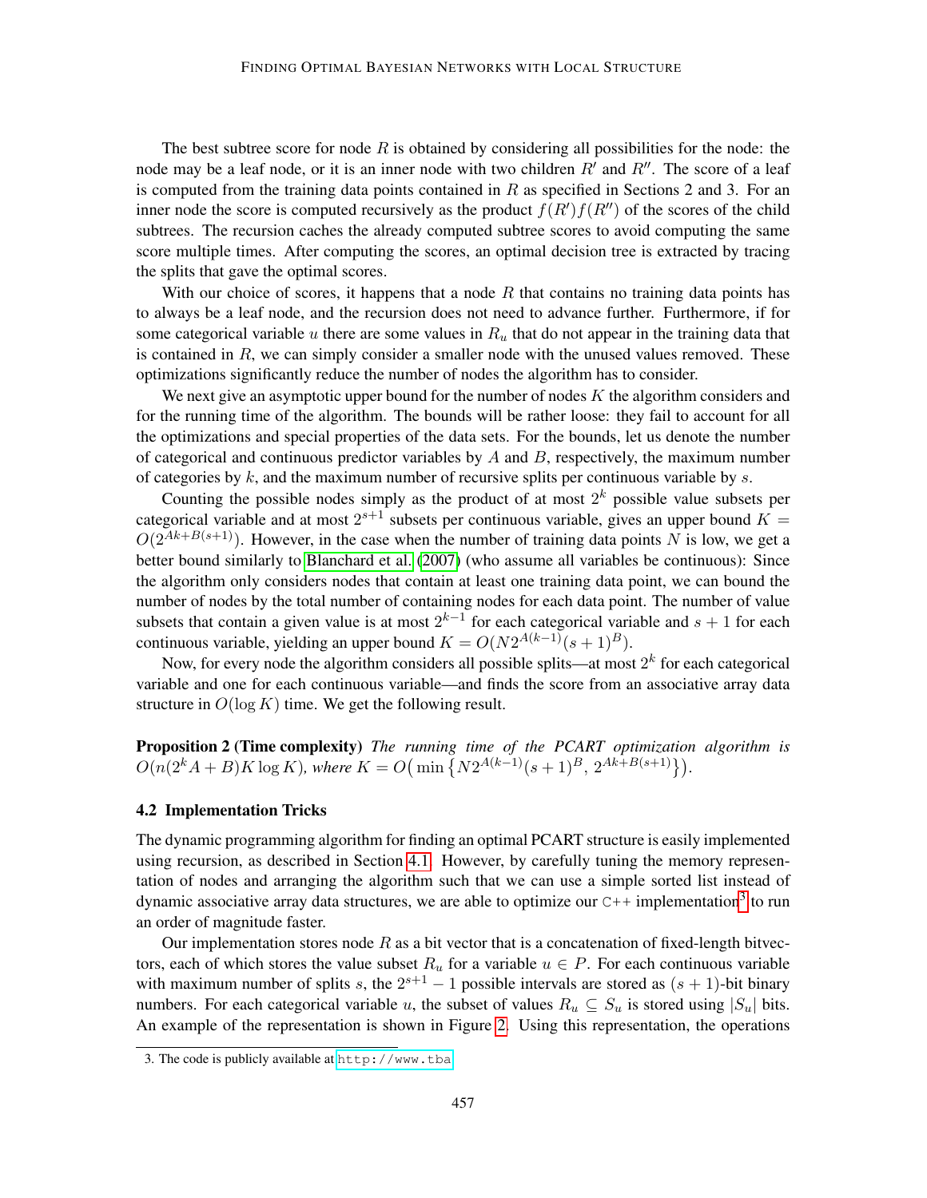The best subtree score for node $R$ is obtained by considering all possibilities for the node: the node may be a leaf node, or it is an inner node with two children $R'$ and $R''$. The score of a leaf is computed from the training data points contained in $R$ as specified in Sections 2 and 3. For an inner node the score is computed recursively as the product $f(R')f(R'')$ of the scores of the child subtrees. The recursion caches the already computed subtree scores to avoid computing the same score multiple times. After computing the scores, an optimal decision tree is extracted by tracing the splits that gave the optimal scores.

With our choice of scores, it happens that a node $R$ that contains no training data points has to always be a leaf node, and the recursion does not need to advance further. Furthermore, if for some categorical variable $u$ there are some values in $R_u$ that do not appear in the training data that is contained in $R$, we can simply consider a smaller node with the unused values removed. These optimizations significantly reduce the number of nodes the algorithm has to consider.

We next give an asymptotic upper bound for the number of nodes $K$ the algorithm considers and for the running time of the algorithm. The bounds will be rather loose: they fail to account for all the optimizations and special properties of the data sets. For the bounds, let us denote the number of categorical and continuous predictor variables by $A$ and $B$, respectively, the maximum number of categories by $k$, and the maximum number of recursive splits per continuous variable by $s$.

Counting the possible nodes simply as the product of at most $2^k$ possible value subsets per categorical variable and at most $2^{s+1}$ subsets per continuous variable, gives an upper bound $K = O(2^{Ak+B(s+1)})$. However, in the case when the number of training data points $N$ is low, we get a better bound similarly to Blanchard et al. (2007) (who assume all variables be continuous): Since the algorithm only considers nodes that contain at least one training data point, we can bound the number of nodes by the total number of containing nodes for each data point. The number of value subsets that contain a given value is at most $2^{k-1}$ for each categorical variable and $s+1$ for each continuous variable, yielding an upper bound $K = O(N2^{A(k-1)}(s+1)^B)$.

Now, for every node the algorithm considers all possible splits—at most $2^k$ for each categorical variable and one for each continuous variable—and finds the score from an associative array data structure in $O(\log K)$ time. We get the following result.

**Proposition 2 (Time complexity)** *The running time of the PCART optimization algorithm is* $O(n(2^kA + B)K \log K)$*, where* $K = O\big(\min\big\{N2^{A(k-1)}(s+1)^B,\ 2^{Ak+B(s+1)}\big\}\big)$.

### 4.2 Implementation Tricks

The dynamic programming algorithm for finding an optimal PCART structure is easily implemented using recursion, as described in Section 4.1. However, by carefully tuning the memory representation of nodes and arranging the algorithm such that we can use a simple sorted list instead of dynamic associative array data structures, we are able to optimize our `C++` implementation[3] to run an order of magnitude faster.

Our implementation stores node $R$ as a bit vector that is a concatenation of fixed-length bitvectors, each of which stores the value subset $R_u$ for a variable $u \in P$. For each continuous variable with maximum number of splits $s$, the $2^{s+1} - 1$ possible intervals are stored as $(s+1)$-bit binary numbers. For each categorical variable $u$, the subset of values $R_u \subseteq S_u$ is stored using $|S_u|$ bits. An example of the representation is shown in Figure 2. Using this representation, the operations

3. The code is publicly available at `http://www.tba`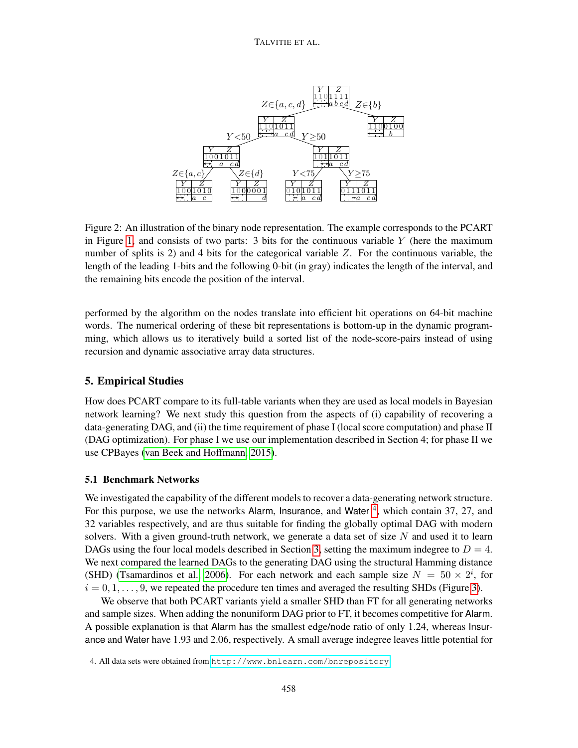Figure 2: An illustration of the binary node representation. The example corresponds to the PCART in Figure 1, and consists of two parts: 3 bits for the continuous variable $Y$ (here the maximum number of splits is 2) and 4 bits for the categorical variable $Z$. For the continuous variable, the length of the leading 1-bits and the following 0-bit (in gray) indicates the length of the interval, and the remaining bits encode the position of the interval.

performed by the algorithm on the nodes translate into efficient bit operations on 64-bit machine words. The numerical ordering of these bit representations is bottom-up in the dynamic programming, which allows us to iteratively build a sorted list of the node-score-pairs instead of using recursion and dynamic associative array data structures.

## 5. Empirical Studies

How does PCART compare to its full-table variants when they are used as local models in Bayesian network learning? We next study this question from the aspects of (i) capability of recovering a data-generating DAG, and (ii) the time requirement of phase I (local score computation) and phase II (DAG optimization). For phase I we use our implementation described in Section 4; for phase II we use CPBayes (van Beek and Hoffmann, 2015).

### 5.1 Benchmark Networks

We investigated the capability of the different models to recover a data-generating network structure. For this purpose, we use the networks Alarm, Insurance, and Water [4], which contain 37, 27, and 32 variables respectively, and are thus suitable for finding the globally optimal DAG with modern solvers. With a given ground-truth network, we generate a data set of size $N$ and used it to learn DAGs using the four local models described in Section 3, setting the maximum indegree to $D = 4$. We next compared the learned DAGs to the generating DAG using the structural Hamming distance (SHD) (Tsamardinos et al., 2006). For each network and each sample size $N = 50 \times 2^i$, for $i = 0, 1, \ldots, 9$, we repeated the procedure ten times and averaged the resulting SHDs (Figure 3).

We observe that both PCART variants yield a smaller SHD than FT for all generating networks and sample sizes. When adding the nonuniform DAG prior to FT, it becomes competitive for Alarm. A possible explanation is that Alarm has the smallest edge/node ratio of only 1.24, whereas Insurance and Water have 1.93 and 2.06, respectively. A small average indegree leaves little potential for

4. All data sets were obtained from http://www.bnlearn.com/bnrepository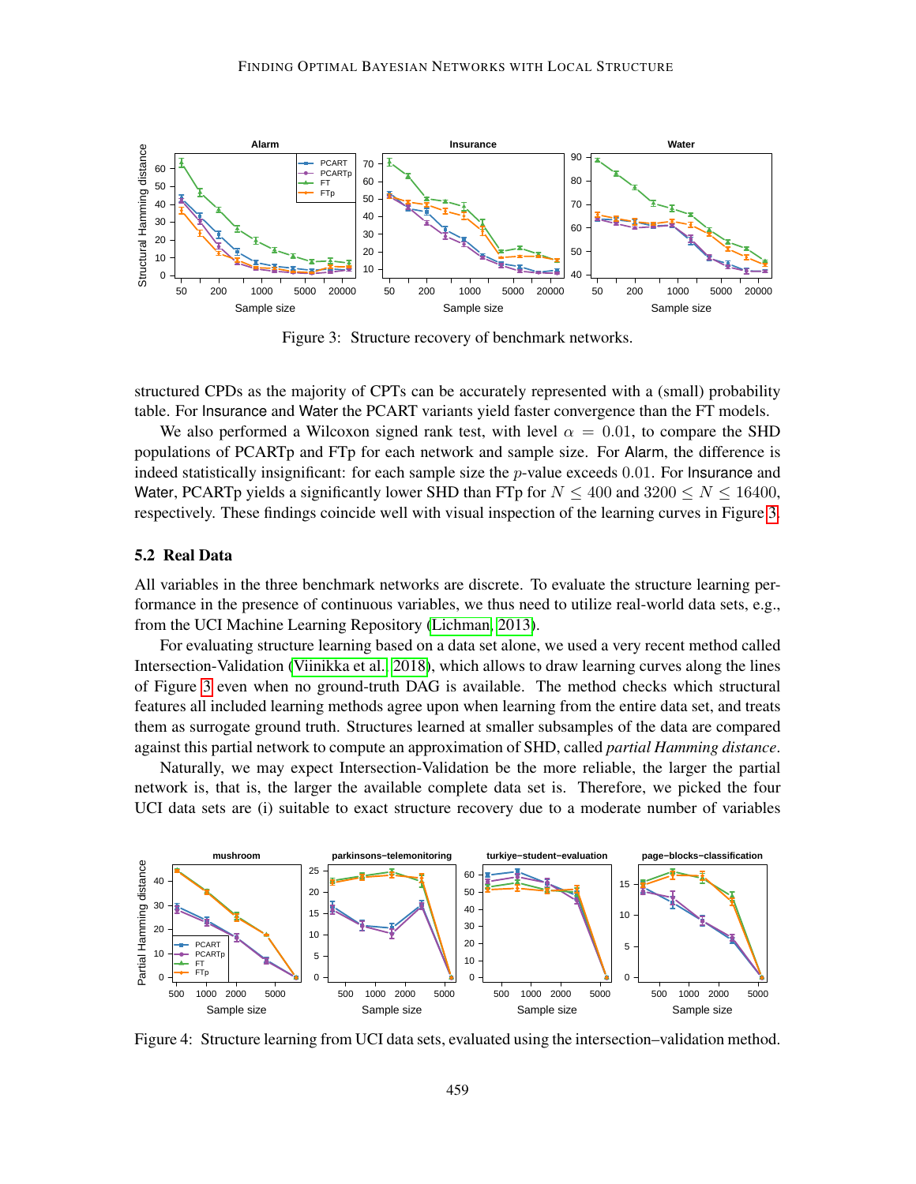Figure 3: Structure recovery of benchmark networks.

structured CPDs as the majority of CPTs can be accurately represented with a (small) probability table. For Insurance and Water the PCART variants yield faster convergence than the FT models.

We also performed a Wilcoxon signed rank test, with level $\alpha = 0.01$, to compare the SHD populations of PCARTp and FTp for each network and sample size. For Alarm, the difference is indeed statistically insignificant: for each sample size the $p$-value exceeds $0.01$. For Insurance and Water, PCARTp yields a significantly lower SHD than FTp for $N \leq 400$ and $3200 \leq N \leq 16400$, respectively. These findings coincide well with visual inspection of the learning curves in Figure 3.

### 5.2 Real Data

All variables in the three benchmark networks are discrete. To evaluate the structure learning performance in the presence of continuous variables, we thus need to utilize real-world data sets, e.g., from the UCI Machine Learning Repository (Lichman, 2013).

For evaluating structure learning based on a data set alone, we used a very recent method called Intersection-Validation (Viinikka et al., 2018), which allows to draw learning curves along the lines of Figure 3 even when no ground-truth DAG is available. The method checks which structural features all included learning methods agree upon when learning from the entire data set, and treats them as surrogate ground truth. Structures learned at smaller subsamples of the data are compared against this partial network to compute an approximation of SHD, called *partial Hamming distance*.

Naturally, we may expect Intersection-Validation be the more reliable, the larger the partial network is, that is, the larger the available complete data set is. Therefore, we picked the four UCI data sets are (i) suitable to exact structure recovery due to a moderate number of variables

Figure 4: Structure learning from UCI data sets, evaluated using the intersection–validation method.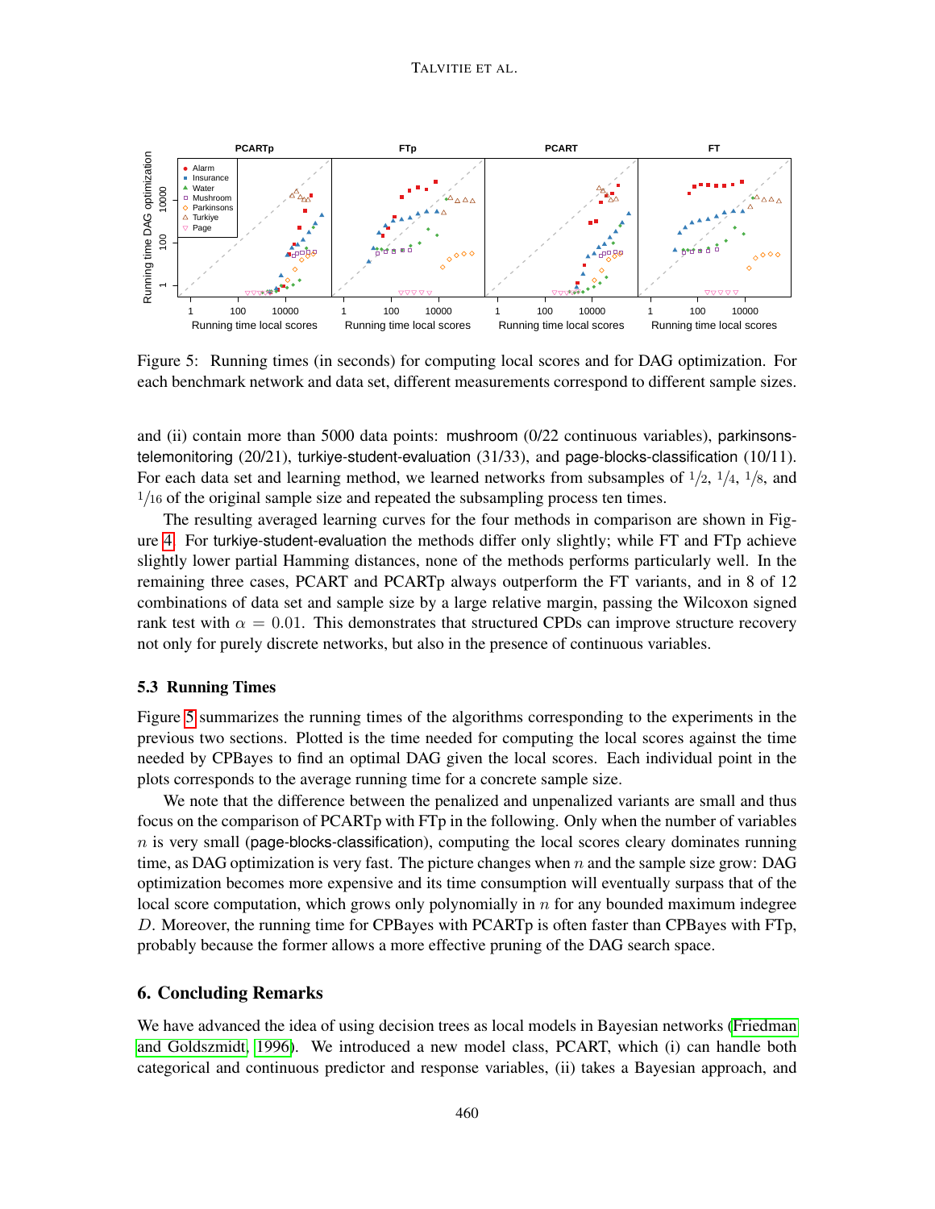Figure 5: Running times (in seconds) for computing local scores and for DAG optimization. For each benchmark network and data set, different measurements correspond to different sample sizes.

and (ii) contain more than 5000 data points: mushroom (0/22 continuous variables), parkinsons-telemonitoring (20/21), turkiye-student-evaluation (31/33), and page-blocks-classification (10/11). For each data set and learning method, we learned networks from subsamples of $1/2$, $1/4$, $1/8$, and $1/16$ of the original sample size and repeated the subsampling process ten times.

The resulting averaged learning curves for the four methods in comparison are shown in Figure 4. For turkiye-student-evaluation the methods differ only slightly; while FT and FTp achieve slightly lower partial Hamming distances, none of the methods performs particularly well. In the remaining three cases, PCART and PCARTp always outperform the FT variants, and in 8 of 12 combinations of data set and sample size by a large relative margin, passing the Wilcoxon signed rank test with $\alpha = 0.01$. This demonstrates that structured CPDs can improve structure recovery not only for purely discrete networks, but also in the presence of continuous variables.

### 5.3 Running Times

Figure 5 summarizes the running times of the algorithms corresponding to the experiments in the previous two sections. Plotted is the time needed for computing the local scores against the time needed by CPBayes to find an optimal DAG given the local scores. Each individual point in the plots corresponds to the average running time for a concrete sample size.

We note that the difference between the penalized and unpenalized variants are small and thus focus on the comparison of PCARTp with FTp in the following. Only when the number of variables $n$ is very small (page-blocks-classification), computing the local scores cleary dominates running time, as DAG optimization is very fast. The picture changes when $n$ and the sample size grow: DAG optimization becomes more expensive and its time consumption will eventually surpass that of the local score computation, which grows only polynomially in $n$ for any bounded maximum indegree $D$. Moreover, the running time for CPBayes with PCARTp is often faster than CPBayes with FTp, probably because the former allows a more effective pruning of the DAG search space.

## 6. Concluding Remarks

We have advanced the idea of using decision trees as local models in Bayesian networks (Friedman and Goldszmidt, 1996). We introduced a new model class, PCART, which (i) can handle both categorical and continuous predictor and response variables, (ii) takes a Bayesian approach, and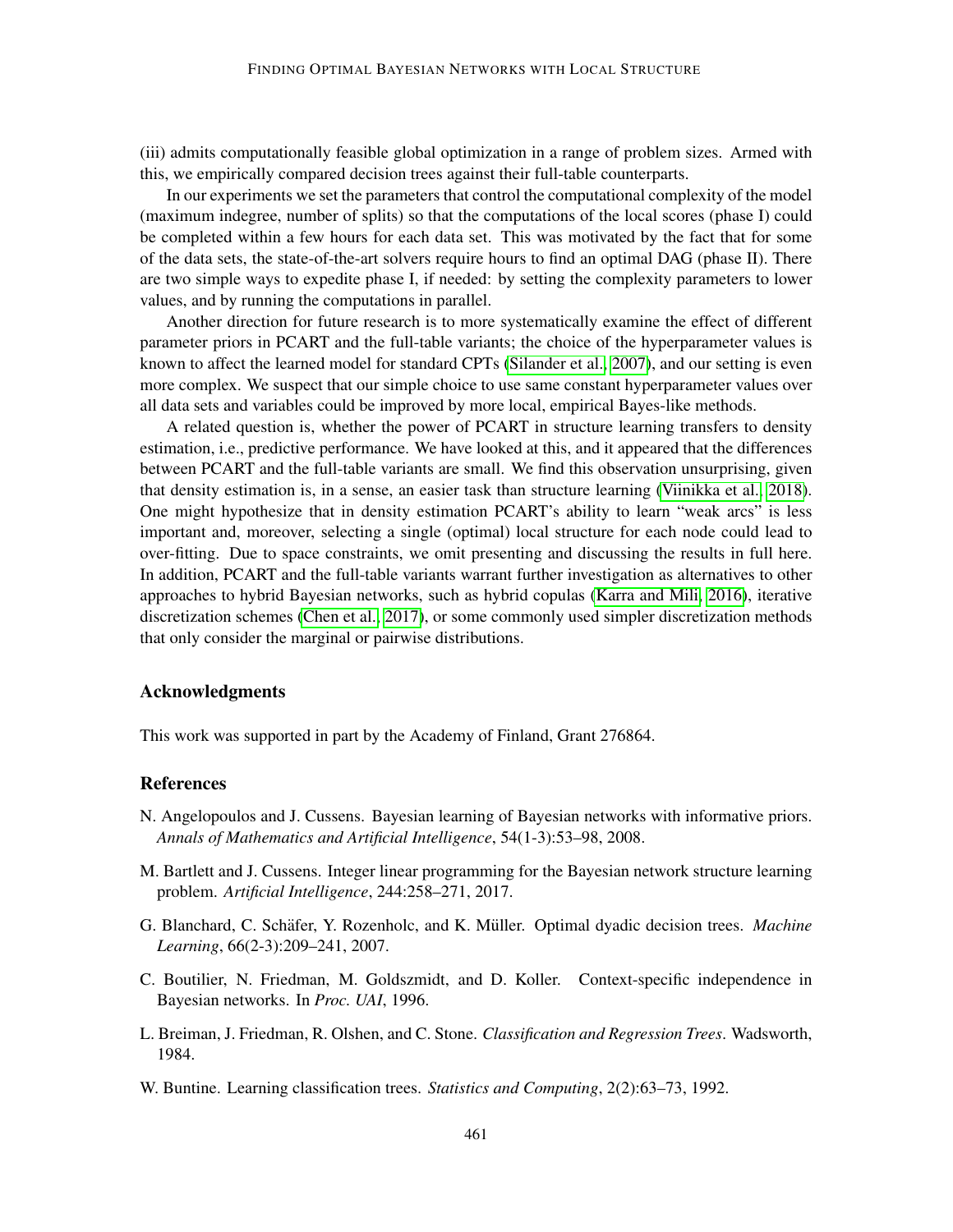(iii) admits computationally feasible global optimization in a range of problem sizes. Armed with this, we empirically compared decision trees against their full-table counterparts.

In our experiments we set the parameters that control the computational complexity of the model (maximum indegree, number of splits) so that the computations of the local scores (phase I) could be completed within a few hours for each data set. This was motivated by the fact that for some of the data sets, the state-of-the-art solvers require hours to find an optimal DAG (phase II). There are two simple ways to expedite phase I, if needed: by setting the complexity parameters to lower values, and by running the computations in parallel.

Another direction for future research is to more systematically examine the effect of different parameter priors in PCART and the full-table variants; the choice of the hyperparameter values is known to affect the learned model for standard CPTs (Silander et al., 2007), and our setting is even more complex. We suspect that our simple choice to use same constant hyperparameter values over all data sets and variables could be improved by more local, empirical Bayes-like methods.

A related question is, whether the power of PCART in structure learning transfers to density estimation, i.e., predictive performance. We have looked at this, and it appeared that the differences between PCART and the full-table variants are small. We find this observation unsurprising, given that density estimation is, in a sense, an easier task than structure learning (Viinikka et al., 2018). One might hypothesize that in density estimation PCART's ability to learn "weak arcs" is less important and, moreover, selecting a single (optimal) local structure for each node could lead to over-fitting. Due to space constraints, we omit presenting and discussing the results in full here. In addition, PCART and the full-table variants warrant further investigation as alternatives to other approaches to hybrid Bayesian networks, such as hybrid copulas (Karra and Mili, 2016), iterative discretization schemes (Chen et al., 2017), or some commonly used simpler discretization methods that only consider the marginal or pairwise distributions.

## Acknowledgments

This work was supported in part by the Academy of Finland, Grant 276864.

## References

N. Angelopoulos and J. Cussens. Bayesian learning of Bayesian networks with informative priors. *Annals of Mathematics and Artificial Intelligence*, 54(1-3):53–98, 2008.

M. Bartlett and J. Cussens. Integer linear programming for the Bayesian network structure learning problem. *Artificial Intelligence*, 244:258–271, 2017.

G. Blanchard, C. Schäfer, Y. Rozenholc, and K. Müller. Optimal dyadic decision trees. *Machine Learning*, 66(2-3):209–241, 2007.

C. Boutilier, N. Friedman, M. Goldszmidt, and D. Koller. Context-specific independence in Bayesian networks. In *Proc. UAI*, 1996.

L. Breiman, J. Friedman, R. Olshen, and C. Stone. *Classification and Regression Trees*. Wadsworth, 1984.

W. Buntine. Learning classification trees. *Statistics and Computing*, 2(2):63–73, 1992.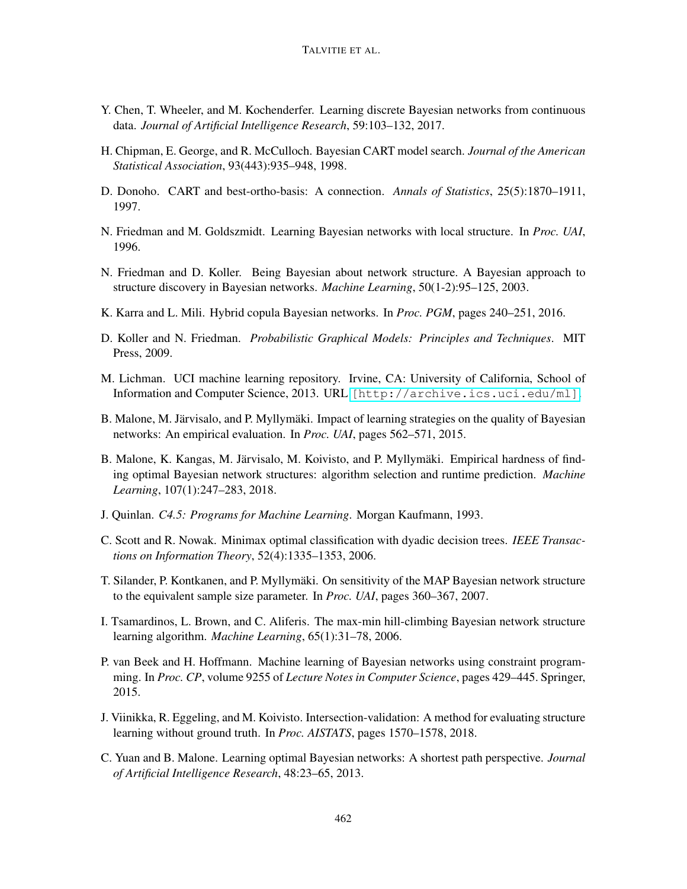Y. Chen, T. Wheeler, and M. Kochenderfer. Learning discrete Bayesian networks from continuous data. *Journal of Artificial Intelligence Research*, 59:103–132, 2017.

H. Chipman, E. George, and R. McCulloch. Bayesian CART model search. *Journal of the American Statistical Association*, 93(443):935–948, 1998.

D. Donoho. CART and best-ortho-basis: A connection. *Annals of Statistics*, 25(5):1870–1911, 1997.

N. Friedman and M. Goldszmidt. Learning Bayesian networks with local structure. In *Proc. UAI*, 1996.

N. Friedman and D. Koller. Being Bayesian about network structure. A Bayesian approach to structure discovery in Bayesian networks. *Machine Learning*, 50(1-2):95–125, 2003.

K. Karra and L. Mili. Hybrid copula Bayesian networks. In *Proc. PGM*, pages 240–251, 2016.

D. Koller and N. Friedman. *Probabilistic Graphical Models: Principles and Techniques*. MIT Press, 2009.

M. Lichman. UCI machine learning repository. Irvine, CA: University of California, School of Information and Computer Science, 2013. URL [http://archive.ics.uci.edu/ml].

B. Malone, M. Järvisalo, and P. Myllymäki. Impact of learning strategies on the quality of Bayesian networks: An empirical evaluation. In *Proc. UAI*, pages 562–571, 2015.

B. Malone, K. Kangas, M. Järvisalo, M. Koivisto, and P. Myllymäki. Empirical hardness of finding optimal Bayesian network structures: algorithm selection and runtime prediction. *Machine Learning*, 107(1):247–283, 2018.

J. Quinlan. *C4.5: Programs for Machine Learning*. Morgan Kaufmann, 1993.

C. Scott and R. Nowak. Minimax optimal classification with dyadic decision trees. *IEEE Transactions on Information Theory*, 52(4):1335–1353, 2006.

T. Silander, P. Kontkanen, and P. Myllymäki. On sensitivity of the MAP Bayesian network structure to the equivalent sample size parameter. In *Proc. UAI*, pages 360–367, 2007.

I. Tsamardinos, L. Brown, and C. Aliferis. The max-min hill-climbing Bayesian network structure learning algorithm. *Machine Learning*, 65(1):31–78, 2006.

P. van Beek and H. Hoffmann. Machine learning of Bayesian networks using constraint programming. In *Proc. CP*, volume 9255 of *Lecture Notes in Computer Science*, pages 429–445. Springer, 2015.

J. Viinikka, R. Eggeling, and M. Koivisto. Intersection-validation: A method for evaluating structure learning without ground truth. In *Proc. AISTATS*, pages 1570–1578, 2018.

C. Yuan and B. Malone. Learning optimal Bayesian networks: A shortest path perspective. *Journal of Artificial Intelligence Research*, 48:23–65, 2013.